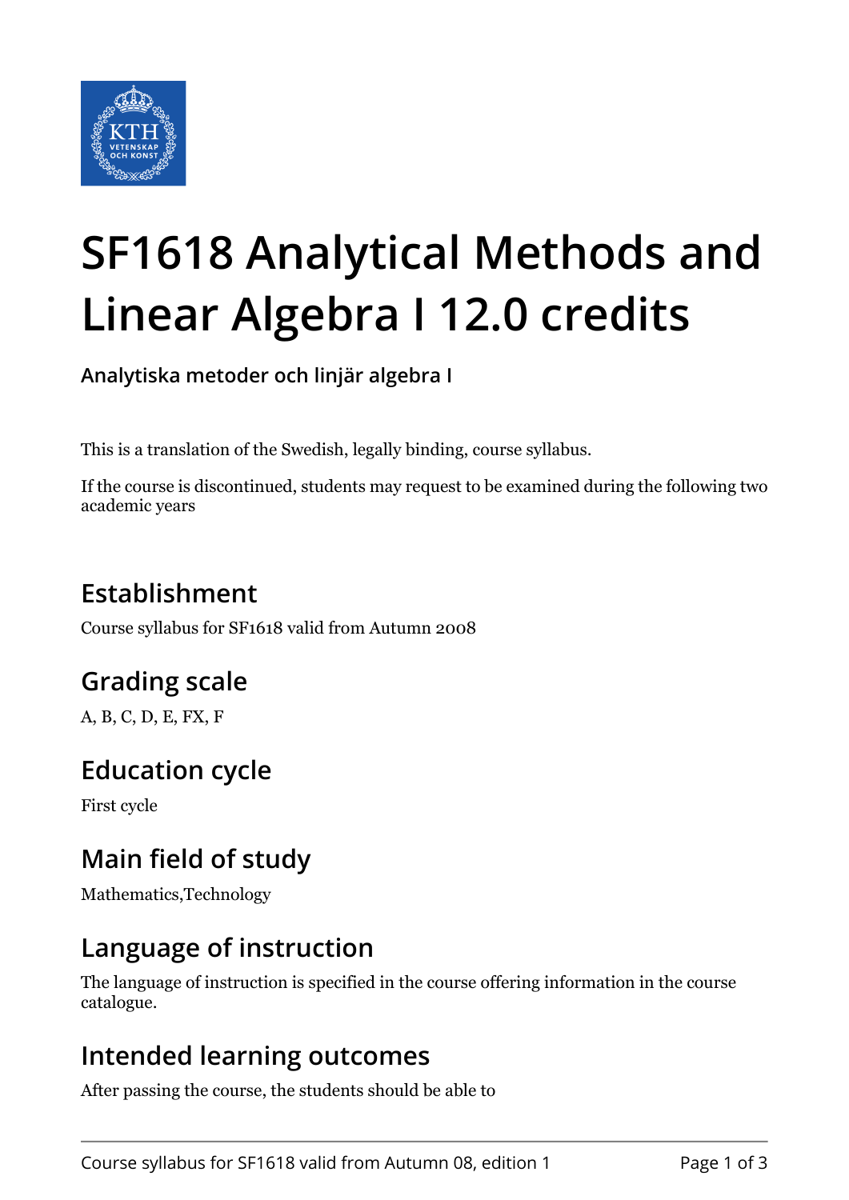# SF1618 Analytical Methods and Linear Algebra I 12.0 credits

**Analytiska metoder och linjär algebra I**

This is a translation of the Swedish, legally binding, course syllabus.

If the course is discontinued, students may request to be examined during the following two academic years

## Establishment

Course syllabus for SF1618 valid from Autumn 2008

## Grading scale

A, B, C, D, E, FX, F

## Education cycle

First cycle

## Main field of study

Mathematics,Technology

## Language of instruction

The language of instruction is specified in the course offering information in the course catalogue.

## Intended learning outcomes

After passing the course, the students should be able to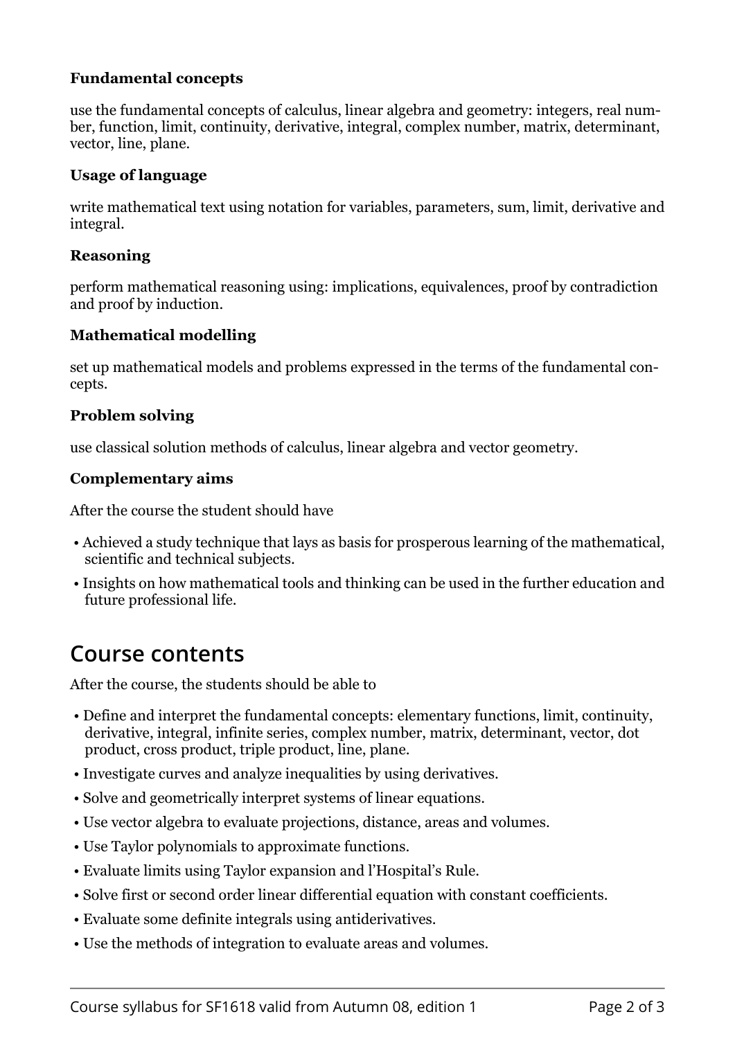**Fundamental concepts**

use the fundamental concepts of calculus, linear algebra and geometry: integers, real number, function, limit, continuity, derivative, integral, complex number, matrix, determinant, vector, line, plane.

**Usage of language**

write mathematical text using notation for variables, parameters, sum, limit, derivative and integral.

**Reasoning**

perform mathematical reasoning using: implications, equivalences, proof by contradiction and proof by induction.

**Mathematical modelling**

set up mathematical models and problems expressed in the terms of the fundamental concepts.

**Problem solving**

use classical solution methods of calculus, linear algebra and vector geometry.

**Complementary aims**

After the course the student should have

- Achieved a study technique that lays as basis for prosperous learning of the mathematical, scientific and technical subjects.
- Insights on how mathematical tools and thinking can be used in the further education and future professional life.

## Course contents

After the course, the students should be able to

- Define and interpret the fundamental concepts: elementary functions, limit, continuity, derivative, integral, infinite series, complex number, matrix, determinant, vector, dot product, cross product, triple product, line, plane.
- Investigate curves and analyze inequalities by using derivatives.
- Solve and geometrically interpret systems of linear equations.
- Use vector algebra to evaluate projections, distance, areas and volumes.
- Use Taylor polynomials to approximate functions.
- Evaluate limits using Taylor expansion and l'Hospital's Rule.
- Solve first or second order linear differential equation with constant coefficients.
- Evaluate some definite integrals using antiderivatives.
- Use the methods of integration to evaluate areas and volumes.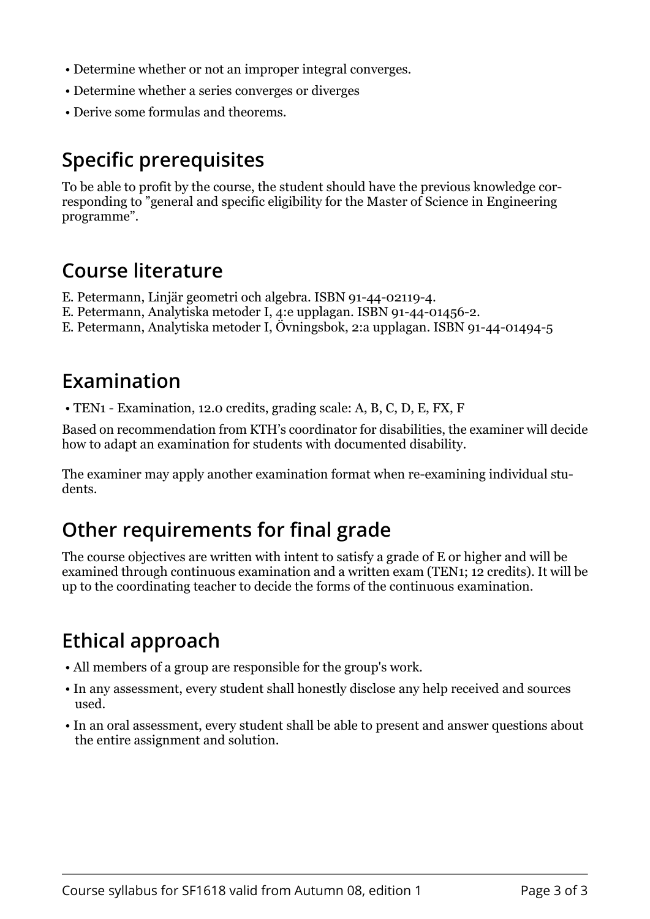- Determine whether or not an improper integral converges.
- Determine whether a series converges or diverges
- Derive some formulas and theorems.

## Specific prerequisites

To be able to profit by the course, the student should have the previous knowledge corresponding to "general and specific eligibility for the Master of Science in Engineering programme".

## Course literature

E. Petermann, Linjär geometri och algebra. ISBN 91-44-02119-4.
E. Petermann, Analytiska metoder I, 4:e upplagan. ISBN 91-44-01456-2.
E. Petermann, Analytiska metoder I, Övningsbok, 2:a upplagan. ISBN 91-44-01494-5

## Examination

- TEN1 - Examination, 12.0 credits, grading scale: A, B, C, D, E, FX, F

Based on recommendation from KTH's coordinator for disabilities, the examiner will decide how to adapt an examination for students with documented disability.

The examiner may apply another examination format when re-examining individual students.

## Other requirements for final grade

The course objectives are written with intent to satisfy a grade of E or higher and will be examined through continuous examination and a written exam (TEN1; 12 credits). It will be up to the coordinating teacher to decide the forms of the continuous examination.

## Ethical approach

- All members of a group are responsible for the group's work.
- In any assessment, every student shall honestly disclose any help received and sources used.
- In an oral assessment, every student shall be able to present and answer questions about the entire assignment and solution.